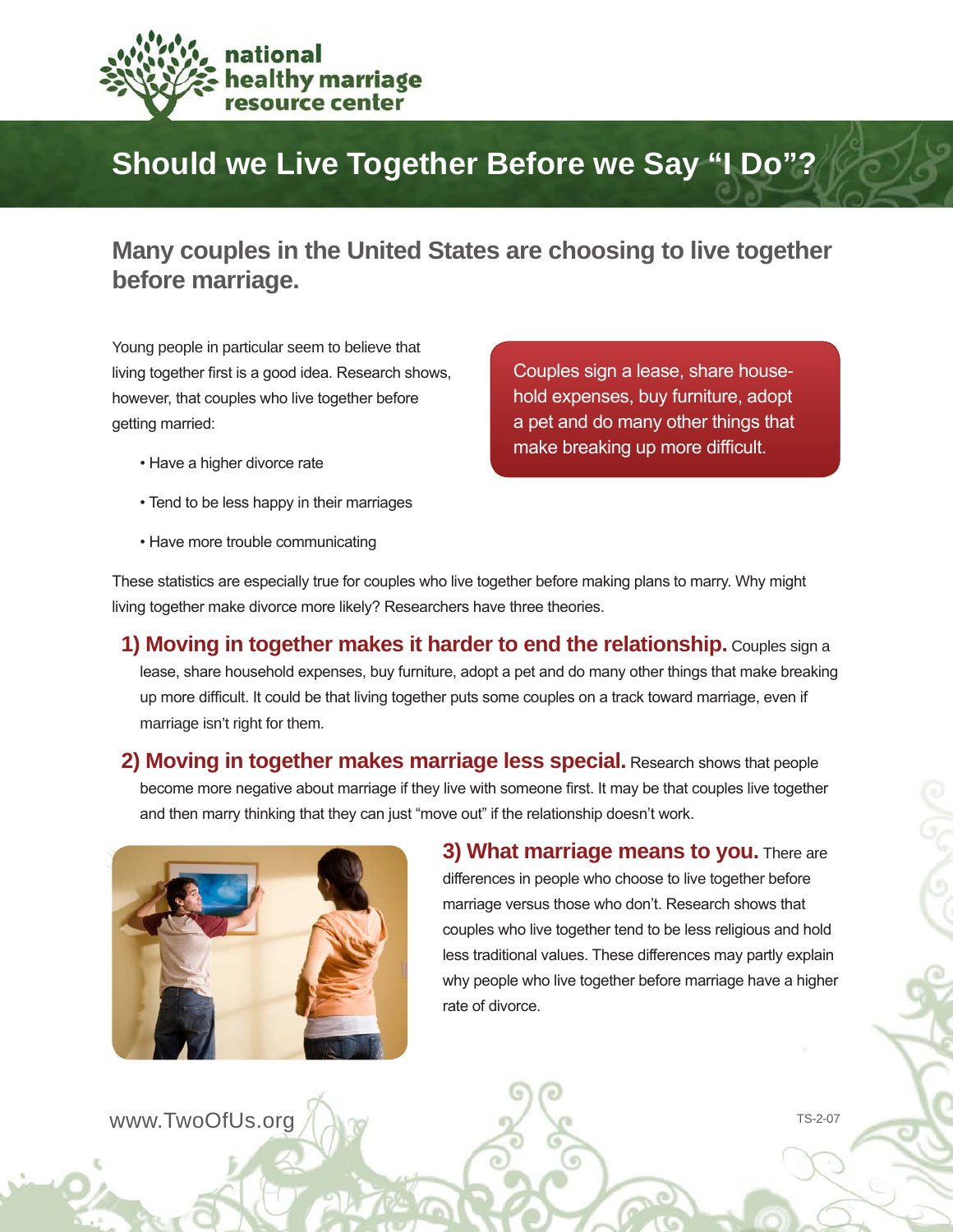national healthy marriage resource center

# Should we Live Together Before we Say "I Do"?

## Many couples in the United States are choosing to live together before marriage.

Young people in particular seem to believe that living together first is a good idea. Research shows, however, that couples who live together before getting married:

- Have a higher divorce rate
- Tend to be less happy in their marriages
- Have more trouble communicating

> Couples sign a lease, share household expenses, buy furniture, adopt a pet and do many other things that make breaking up more difficult.

These statistics are especially true for couples who live together before making plans to marry. Why might living together make divorce more likely? Researchers have three theories.

**1) Moving in together makes it harder to end the relationship.** Couples sign a lease, share household expenses, buy furniture, adopt a pet and do many other things that make breaking up more difficult. It could be that living together puts some couples on a track toward marriage, even if marriage isn't right for them.

**2) Moving in together makes marriage less special.** Research shows that people become more negative about marriage if they live with someone first. It may be that couples live together and then marry thinking that they can just "move out" if the relationship doesn't work.

**3) What marriage means to you.** There are differences in people who choose to live together before marriage versus those who don't. Research shows that couples who live together tend to be less religious and hold less traditional values. These differences may partly explain why people who live together before marriage have a higher rate of divorce.

www.TwoOfUs.org

TS-2-07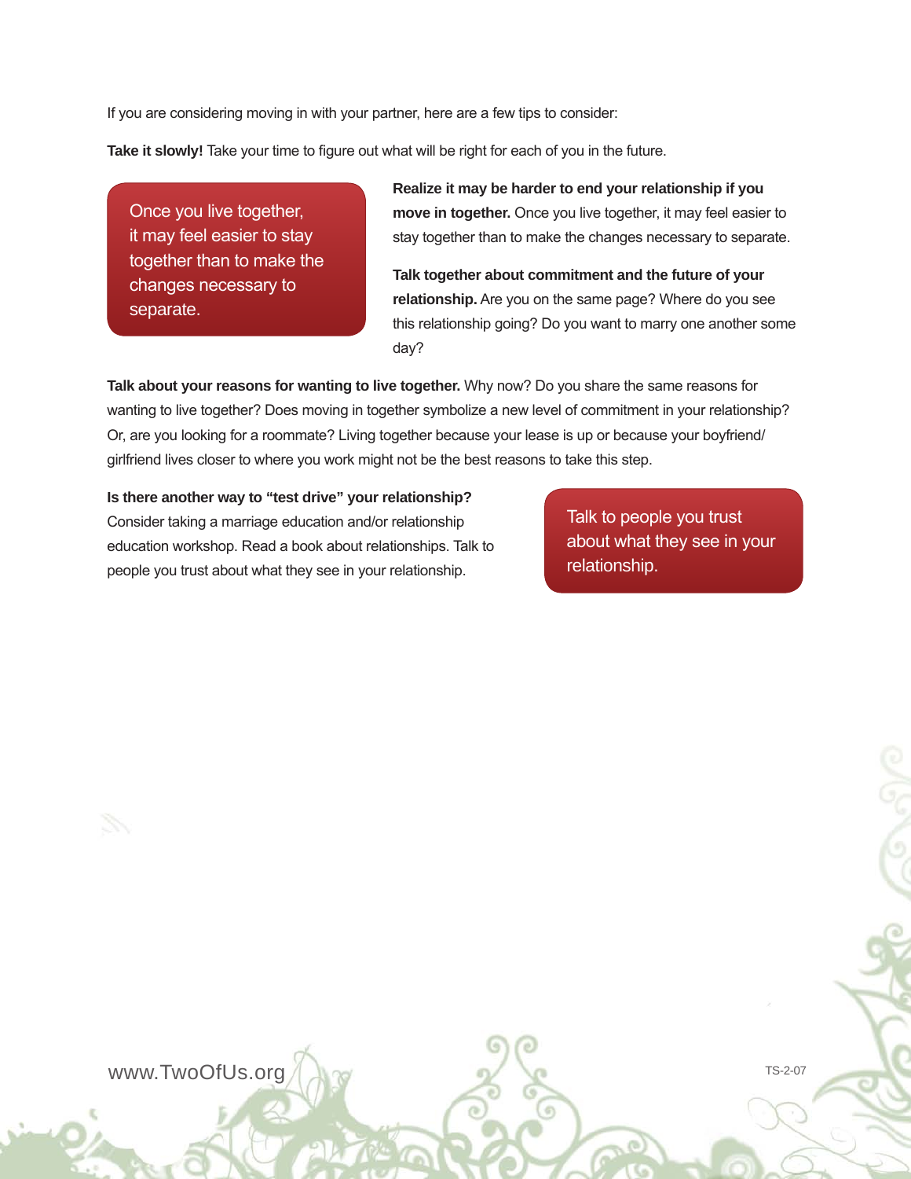If you are considering moving in with your partner, here are a few tips to consider:

**Take it slowly!** Take your time to figure out what will be right for each of you in the future.

Once you live together, it may feel easier to stay together than to make the changes necessary to separate.

**Realize it may be harder to end your relationship if you move in together.** Once you live together, it may feel easier to stay together than to make the changes necessary to separate.

**Talk together about commitment and the future of your relationship.** Are you on the same page? Where do you see this relationship going? Do you want to marry one another some day?

**Talk about your reasons for wanting to live together.** Why now? Do you share the same reasons for wanting to live together? Does moving in together symbolize a new level of commitment in your relationship? Or, are you looking for a roommate? Living together because your lease is up or because your boyfriend/girlfriend lives closer to where you work might not be the best reasons to take this step.

**Is there another way to "test drive" your relationship?** Consider taking a marriage education and/or relationship education workshop. Read a book about relationships. Talk to people you trust about what they see in your relationship.

Talk to people you trust about what they see in your relationship.

www.TwoOfUs.org

TS-2-07